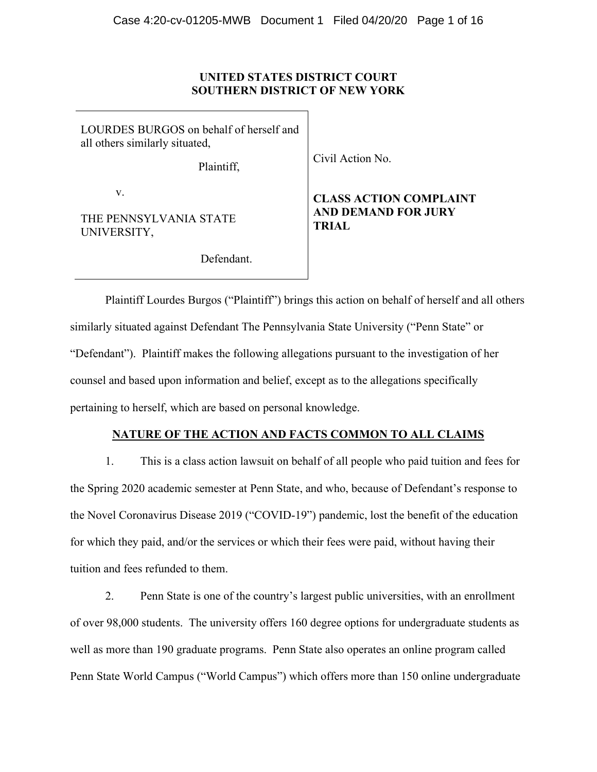**UNITED STATES DISTRICT COURT**
**SOUTHERN DISTRICT OF NEW YORK**

| | |
|---|---|
| LOURDES BURGOS on behalf of herself and all others similarly situated,<br><br>Plaintiff,<br><br>v.<br><br>THE PENNSYLVANIA STATE UNIVERSITY,<br><br>Defendant. | Civil Action No.<br><br>**CLASS ACTION COMPLAINT AND DEMAND FOR JURY TRIAL** |

Plaintiff Lourdes Burgos ("Plaintiff") brings this action on behalf of herself and all others similarly situated against Defendant The Pennsylvania State University ("Penn State" or "Defendant"). Plaintiff makes the following allegations pursuant to the investigation of her counsel and based upon information and belief, except as to the allegations specifically pertaining to herself, which are based on personal knowledge.

## NATURE OF THE ACTION AND FACTS COMMON TO ALL CLAIMS

1. This is a class action lawsuit on behalf of all people who paid tuition and fees for the Spring 2020 academic semester at Penn State, and who, because of Defendant's response to the Novel Coronavirus Disease 2019 ("COVID-19") pandemic, lost the benefit of the education for which they paid, and/or the services or which their fees were paid, without having their tuition and fees refunded to them.

2. Penn State is one of the country's largest public universities, with an enrollment of over 98,000 students. The university offers 160 degree options for undergraduate students as well as more than 190 graduate programs. Penn State also operates an online program called Penn State World Campus ("World Campus") which offers more than 150 online undergraduate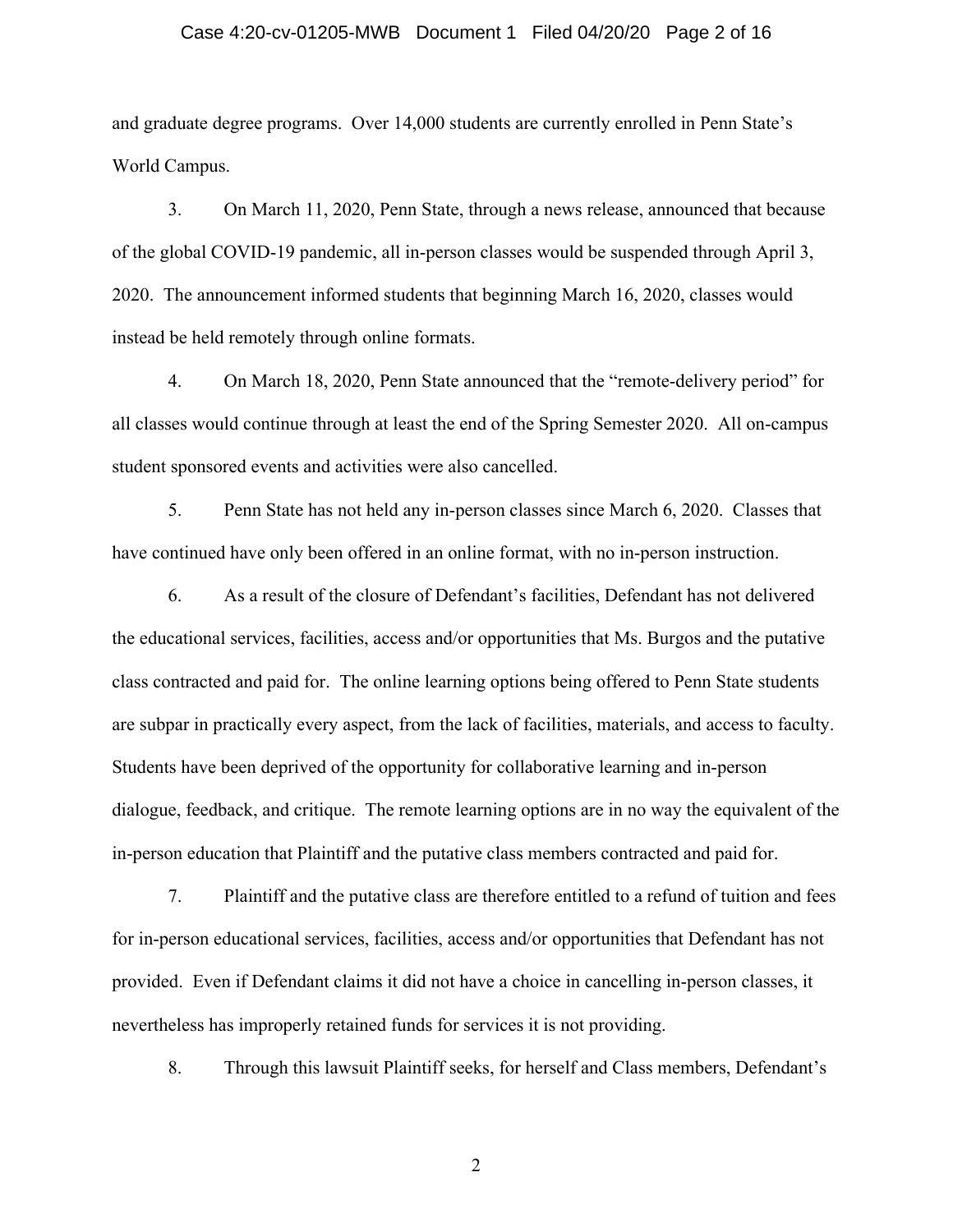and graduate degree programs. Over 14,000 students are currently enrolled in Penn State's World Campus.

3. On March 11, 2020, Penn State, through a news release, announced that because of the global COVID-19 pandemic, all in-person classes would be suspended through April 3, 2020. The announcement informed students that beginning March 16, 2020, classes would instead be held remotely through online formats.

4. On March 18, 2020, Penn State announced that the "remote-delivery period" for all classes would continue through at least the end of the Spring Semester 2020. All on-campus student sponsored events and activities were also cancelled.

5. Penn State has not held any in-person classes since March 6, 2020. Classes that have continued have only been offered in an online format, with no in-person instruction.

6. As a result of the closure of Defendant's facilities, Defendant has not delivered the educational services, facilities, access and/or opportunities that Ms. Burgos and the putative class contracted and paid for. The online learning options being offered to Penn State students are subpar in practically every aspect, from the lack of facilities, materials, and access to faculty. Students have been deprived of the opportunity for collaborative learning and in-person dialogue, feedback, and critique. The remote learning options are in no way the equivalent of the in-person education that Plaintiff and the putative class members contracted and paid for.

7. Plaintiff and the putative class are therefore entitled to a refund of tuition and fees for in-person educational services, facilities, access and/or opportunities that Defendant has not provided. Even if Defendant claims it did not have a choice in cancelling in-person classes, it nevertheless has improperly retained funds for services it is not providing.

8. Through this lawsuit Plaintiff seeks, for herself and Class members, Defendant's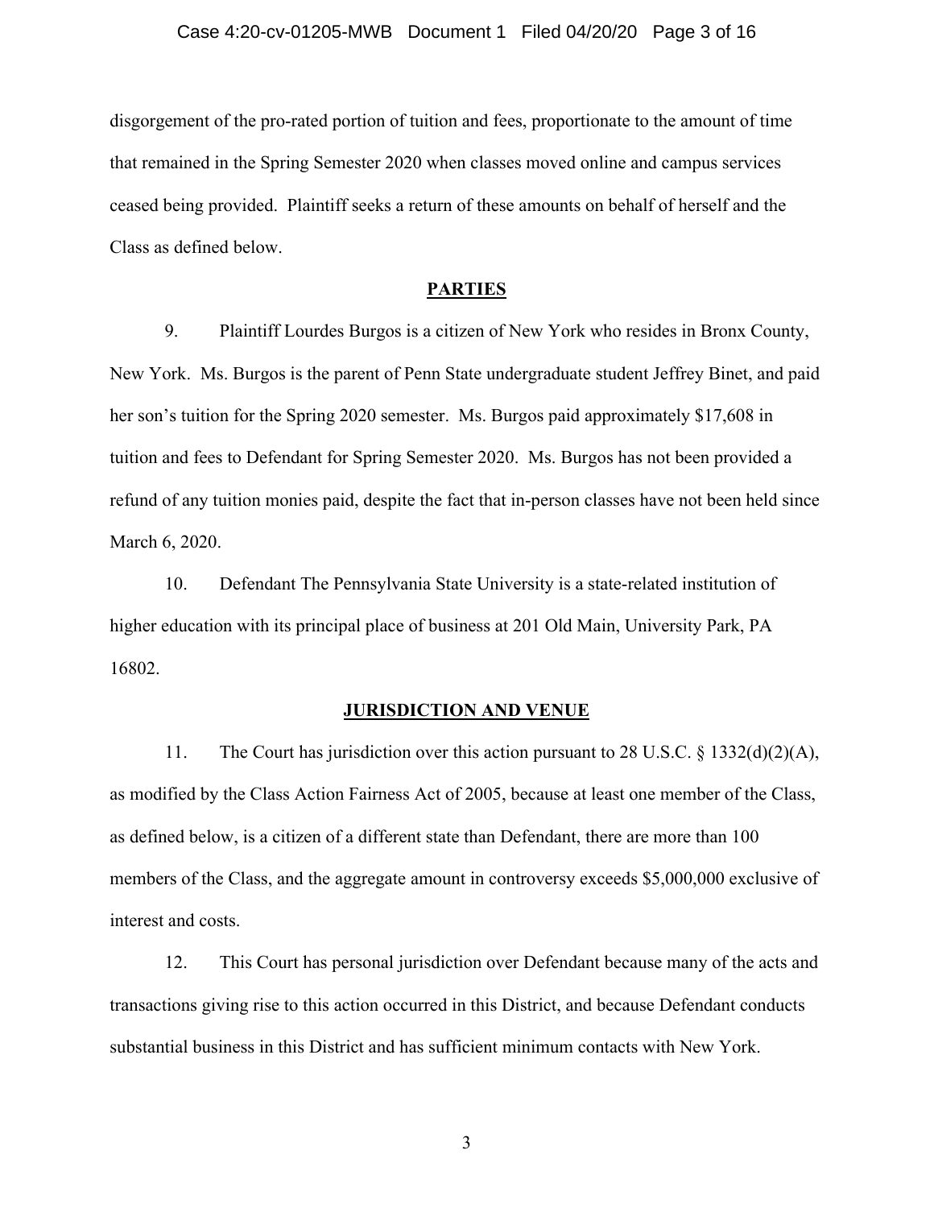disgorgement of the pro-rated portion of tuition and fees, proportionate to the amount of time that remained in the Spring Semester 2020 when classes moved online and campus services ceased being provided. Plaintiff seeks a return of these amounts on behalf of herself and the Class as defined below.

## PARTIES

9. Plaintiff Lourdes Burgos is a citizen of New York who resides in Bronx County, New York. Ms. Burgos is the parent of Penn State undergraduate student Jeffrey Binet, and paid her son's tuition for the Spring 2020 semester. Ms. Burgos paid approximately $17,608 in tuition and fees to Defendant for Spring Semester 2020. Ms. Burgos has not been provided a refund of any tuition monies paid, despite the fact that in-person classes have not been held since March 6, 2020.

10. Defendant The Pennsylvania State University is a state-related institution of higher education with its principal place of business at 201 Old Main, University Park, PA 16802.

## JURISDICTION AND VENUE

11. The Court has jurisdiction over this action pursuant to 28 U.S.C. § 1332(d)(2)(A), as modified by the Class Action Fairness Act of 2005, because at least one member of the Class, as defined below, is a citizen of a different state than Defendant, there are more than 100 members of the Class, and the aggregate amount in controversy exceeds $5,000,000 exclusive of interest and costs.

12. This Court has personal jurisdiction over Defendant because many of the acts and transactions giving rise to this action occurred in this District, and because Defendant conducts substantial business in this District and has sufficient minimum contacts with New York.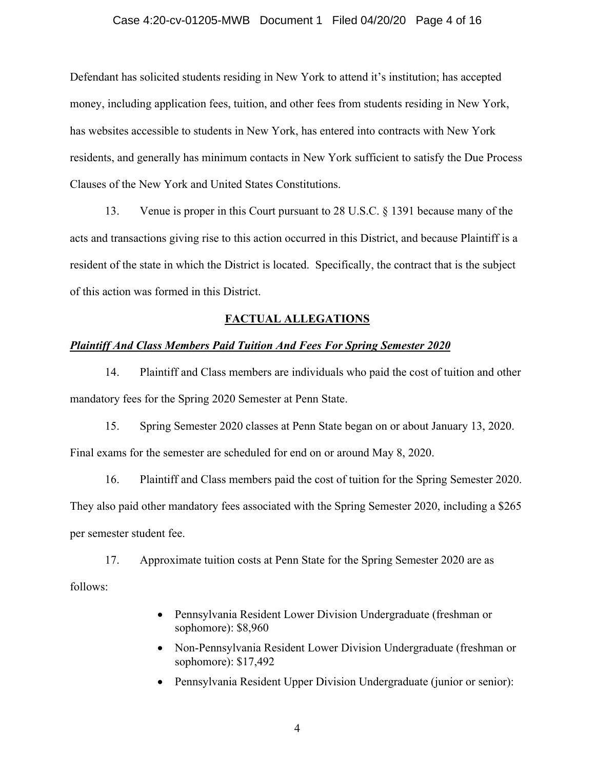Defendant has solicited students residing in New York to attend it's institution; has accepted money, including application fees, tuition, and other fees from students residing in New York, has websites accessible to students in New York, has entered into contracts with New York residents, and generally has minimum contacts in New York sufficient to satisfy the Due Process Clauses of the New York and United States Constitutions.

13. Venue is proper in this Court pursuant to 28 U.S.C. § 1391 because many of the acts and transactions giving rise to this action occurred in this District, and because Plaintiff is a resident of the state in which the District is located. Specifically, the contract that is the subject of this action was formed in this District.

## FACTUAL ALLEGATIONS

***Plaintiff And Class Members Paid Tuition And Fees For Spring Semester 2020***

14. Plaintiff and Class members are individuals who paid the cost of tuition and other mandatory fees for the Spring 2020 Semester at Penn State.

15. Spring Semester 2020 classes at Penn State began on or about January 13, 2020. Final exams for the semester are scheduled for end on or around May 8, 2020.

16. Plaintiff and Class members paid the cost of tuition for the Spring Semester 2020. They also paid other mandatory fees associated with the Spring Semester 2020, including a $265 per semester student fee.

17. Approximate tuition costs at Penn State for the Spring Semester 2020 are as follows:

- Pennsylvania Resident Lower Division Undergraduate (freshman or sophomore): $8,960
- Non-Pennsylvania Resident Lower Division Undergraduate (freshman or sophomore): $17,492
- Pennsylvania Resident Upper Division Undergraduate (junior or senior):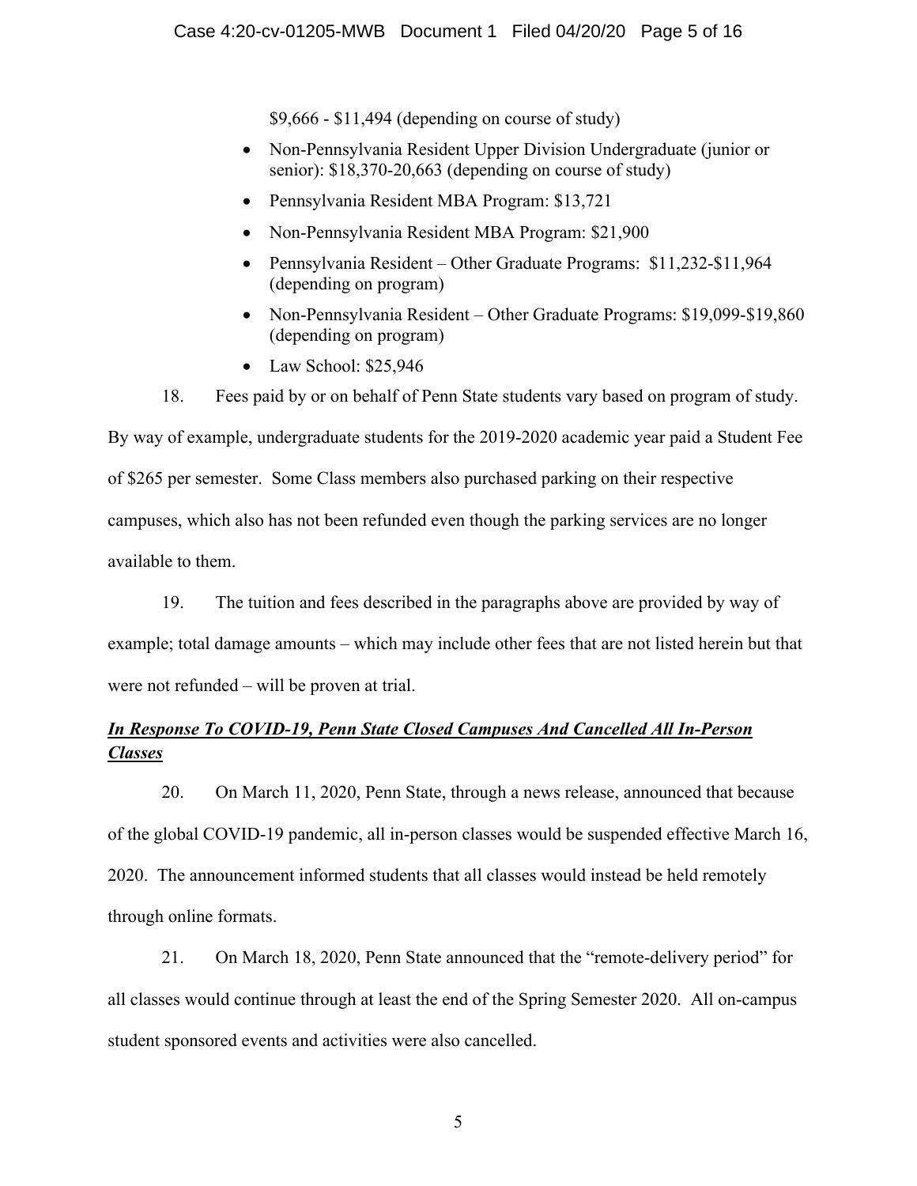$9,666 - $11,494 (depending on course of study)

- Non-Pennsylvania Resident Upper Division Undergraduate (junior or senior): $18,370-20,663 (depending on course of study)
- Pennsylvania Resident MBA Program: $13,721
- Non-Pennsylvania Resident MBA Program: $21,900
- Pennsylvania Resident – Other Graduate Programs: $11,232-$11,964 (depending on program)
- Non-Pennsylvania Resident – Other Graduate Programs: $19,099-$19,860 (depending on program)
- Law School: $25,946

18. Fees paid by or on behalf of Penn State students vary based on program of study. By way of example, undergraduate students for the 2019-2020 academic year paid a Student Fee of $265 per semester. Some Class members also purchased parking on their respective campuses, which also has not been refunded even though the parking services are no longer available to them.

19. The tuition and fees described in the paragraphs above are provided by way of example; total damage amounts – which may include other fees that are not listed herein but that were not refunded – will be proven at trial.

***In Response To COVID-19, Penn State Closed Campuses And Cancelled All In-Person Classes***

20. On March 11, 2020, Penn State, through a news release, announced that because of the global COVID-19 pandemic, all in-person classes would be suspended effective March 16, 2020. The announcement informed students that all classes would instead be held remotely through online formats.

21. On March 18, 2020, Penn State announced that the "remote-delivery period" for all classes would continue through at least the end of the Spring Semester 2020. All on-campus student sponsored events and activities were also cancelled.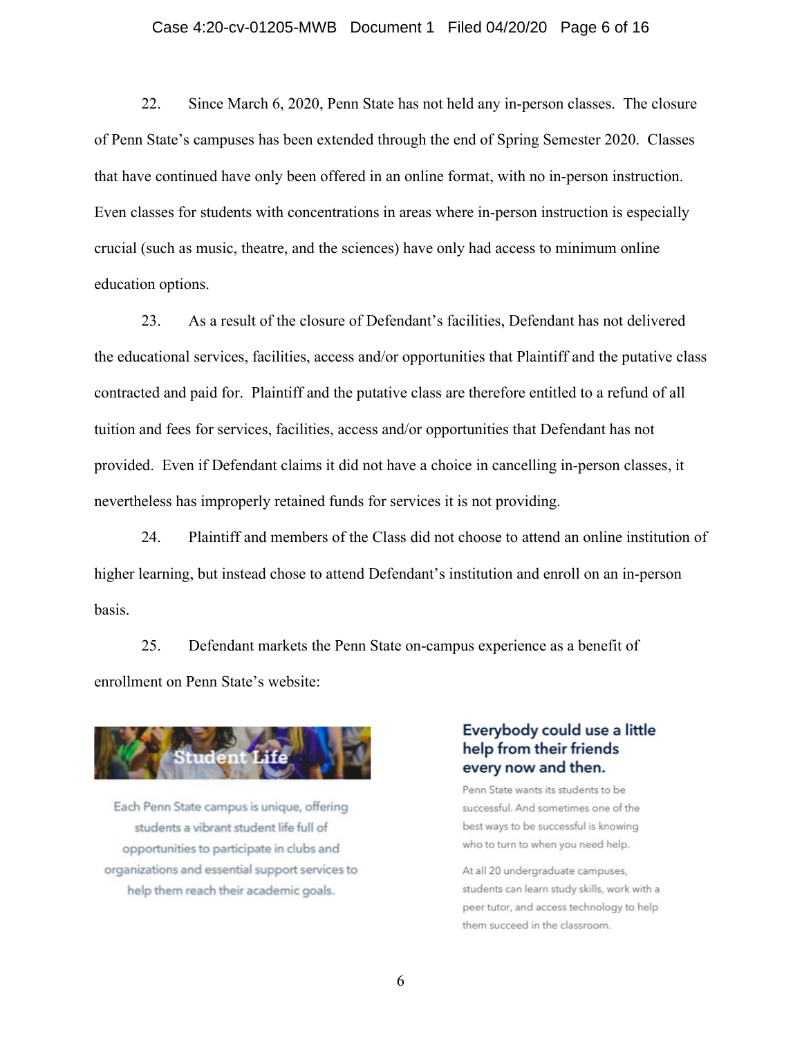22. Since March 6, 2020, Penn State has not held any in-person classes. The closure of Penn State's campuses has been extended through the end of Spring Semester 2020. Classes that have continued have only been offered in an online format, with no in-person instruction. Even classes for students with concentrations in areas where in-person instruction is especially crucial (such as music, theatre, and the sciences) have only had access to minimum online education options.

23. As a result of the closure of Defendant's facilities, Defendant has not delivered the educational services, facilities, access and/or opportunities that Plaintiff and the putative class contracted and paid for. Plaintiff and the putative class are therefore entitled to a refund of all tuition and fees for services, facilities, access and/or opportunities that Defendant has not provided. Even if Defendant claims it did not have a choice in cancelling in-person classes, it nevertheless has improperly retained funds for services it is not providing.

24. Plaintiff and members of the Class did not choose to attend an online institution of higher learning, but instead chose to attend Defendant's institution and enroll on an in-person basis.

25. Defendant markets the Penn State on-campus experience as a benefit of enrollment on Penn State's website:

**Student Life**

Each Penn State campus is unique, offering students a vibrant student life full of opportunities to participate in clubs and organizations and essential support services to help them reach their academic goals.

**Everybody could use a little help from their friends every now and then.**

Penn State wants its students to be successful. And sometimes one of the best ways to be successful is knowing who to turn to when you need help.

At all 20 undergraduate campuses, students can learn study skills, work with a peer tutor, and access technology to help them succeed in the classroom.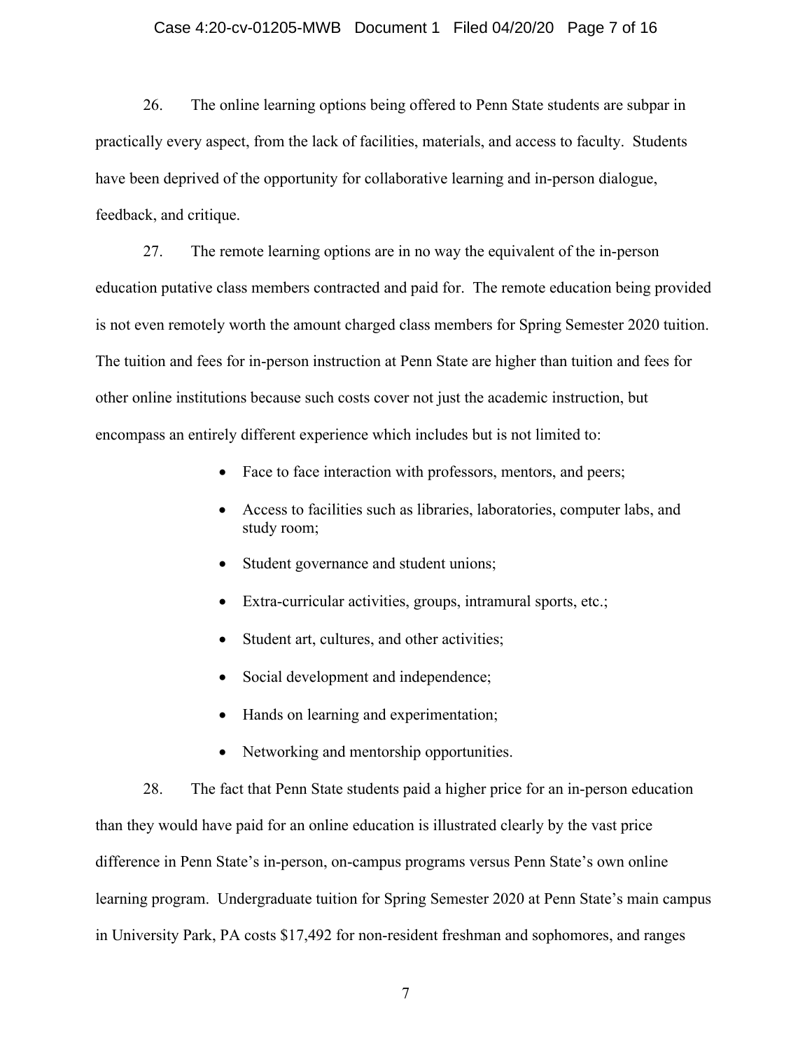26. The online learning options being offered to Penn State students are subpar in practically every aspect, from the lack of facilities, materials, and access to faculty. Students have been deprived of the opportunity for collaborative learning and in-person dialogue, feedback, and critique.

27. The remote learning options are in no way the equivalent of the in-person education putative class members contracted and paid for. The remote education being provided is not even remotely worth the amount charged class members for Spring Semester 2020 tuition. The tuition and fees for in-person instruction at Penn State are higher than tuition and fees for other online institutions because such costs cover not just the academic instruction, but encompass an entirely different experience which includes but is not limited to:

- Face to face interaction with professors, mentors, and peers;
- Access to facilities such as libraries, laboratories, computer labs, and study room;
- Student governance and student unions;
- Extra-curricular activities, groups, intramural sports, etc.;
- Student art, cultures, and other activities;
- Social development and independence;
- Hands on learning and experimentation;
- Networking and mentorship opportunities.

28. The fact that Penn State students paid a higher price for an in-person education than they would have paid for an online education is illustrated clearly by the vast price difference in Penn State's in-person, on-campus programs versus Penn State's own online learning program. Undergraduate tuition for Spring Semester 2020 at Penn State's main campus in University Park, PA costs $17,492 for non-resident freshman and sophomores, and ranges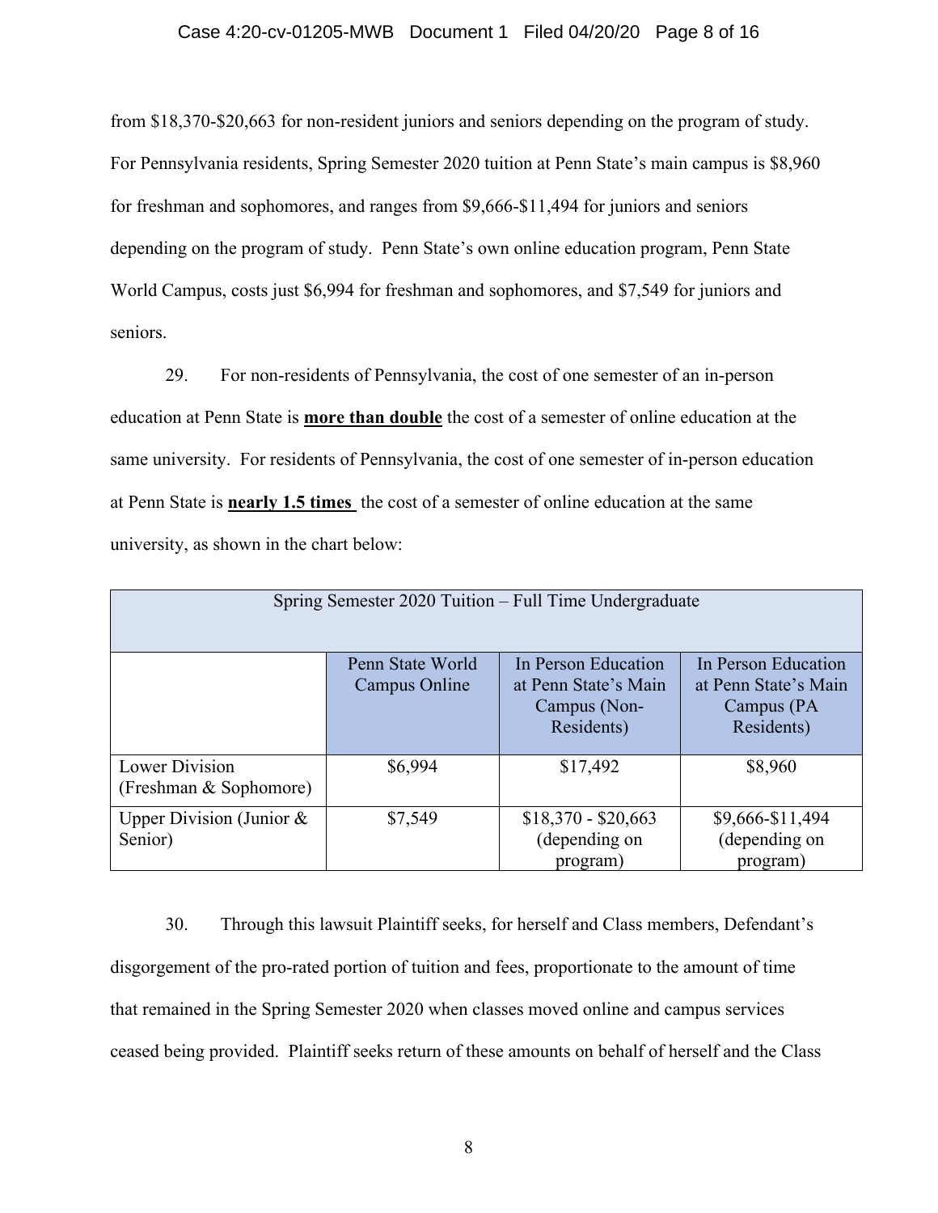from $18,370-$20,663 for non-resident juniors and seniors depending on the program of study. For Pennsylvania residents, Spring Semester 2020 tuition at Penn State's main campus is $8,960 for freshman and sophomores, and ranges from $9,666-$11,494 for juniors and seniors depending on the program of study. Penn State's own online education program, Penn State World Campus, costs just $6,994 for freshman and sophomores, and $7,549 for juniors and seniors.

29. For non-residents of Pennsylvania, the cost of one semester of an in-person education at Penn State is **<u>more than double</u>** the cost of a semester of online education at the same university. For residents of Pennsylvania, the cost of one semester of in-person education at Penn State is **<u>nearly 1.5 times</u>** the cost of a semester of online education at the same university, as shown in the chart below:

| Spring Semester 2020 Tuition – Full Time Undergraduate | | | |
|---|---|---|---|
| | Penn State World Campus Online | In Person Education at Penn State's Main Campus (Non-Residents) | In Person Education at Penn State's Main Campus (PA Residents) |
| Lower Division (Freshman & Sophomore) | $6,994 | $17,492 | $8,960 |
| Upper Division (Junior & Senior) | $7,549 | $18,370 - $20,663 (depending on program) | $9,666-$11,494 (depending on program) |

30. Through this lawsuit Plaintiff seeks, for herself and Class members, Defendant's disgorgement of the pro-rated portion of tuition and fees, proportionate to the amount of time that remained in the Spring Semester 2020 when classes moved online and campus services ceased being provided. Plaintiff seeks return of these amounts on behalf of herself and the Class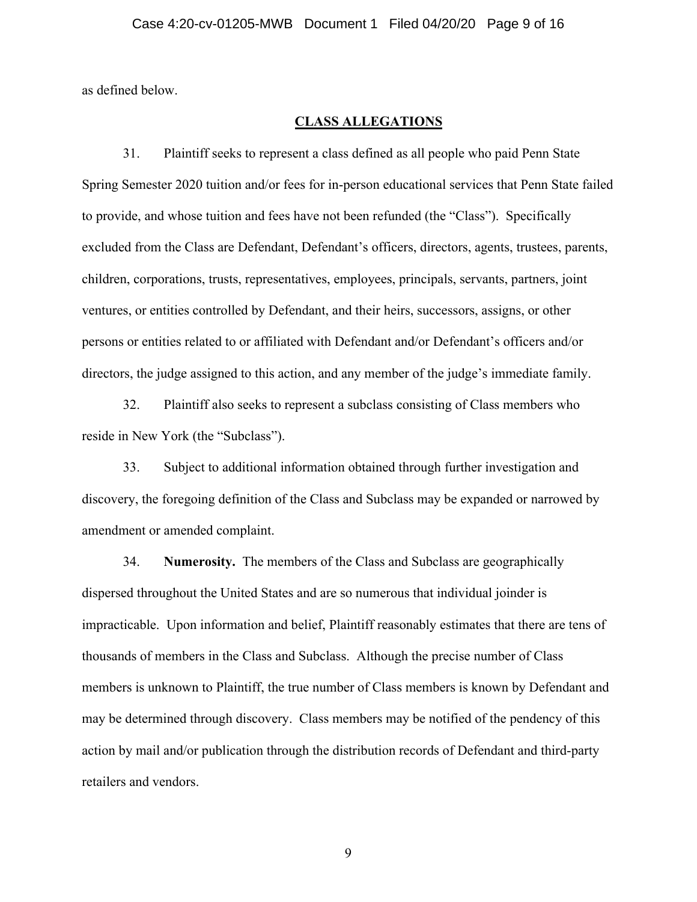as defined below.

## CLASS ALLEGATIONS

31. Plaintiff seeks to represent a class defined as all people who paid Penn State Spring Semester 2020 tuition and/or fees for in-person educational services that Penn State failed to provide, and whose tuition and fees have not been refunded (the "Class"). Specifically excluded from the Class are Defendant, Defendant's officers, directors, agents, trustees, parents, children, corporations, trusts, representatives, employees, principals, servants, partners, joint ventures, or entities controlled by Defendant, and their heirs, successors, assigns, or other persons or entities related to or affiliated with Defendant and/or Defendant's officers and/or directors, the judge assigned to this action, and any member of the judge's immediate family.

32. Plaintiff also seeks to represent a subclass consisting of Class members who reside in New York (the "Subclass").

33. Subject to additional information obtained through further investigation and discovery, the foregoing definition of the Class and Subclass may be expanded or narrowed by amendment or amended complaint.

34. **Numerosity.** The members of the Class and Subclass are geographically dispersed throughout the United States and are so numerous that individual joinder is impracticable. Upon information and belief, Plaintiff reasonably estimates that there are tens of thousands of members in the Class and Subclass. Although the precise number of Class members is unknown to Plaintiff, the true number of Class members is known by Defendant and may be determined through discovery. Class members may be notified of the pendency of this action by mail and/or publication through the distribution records of Defendant and third-party retailers and vendors.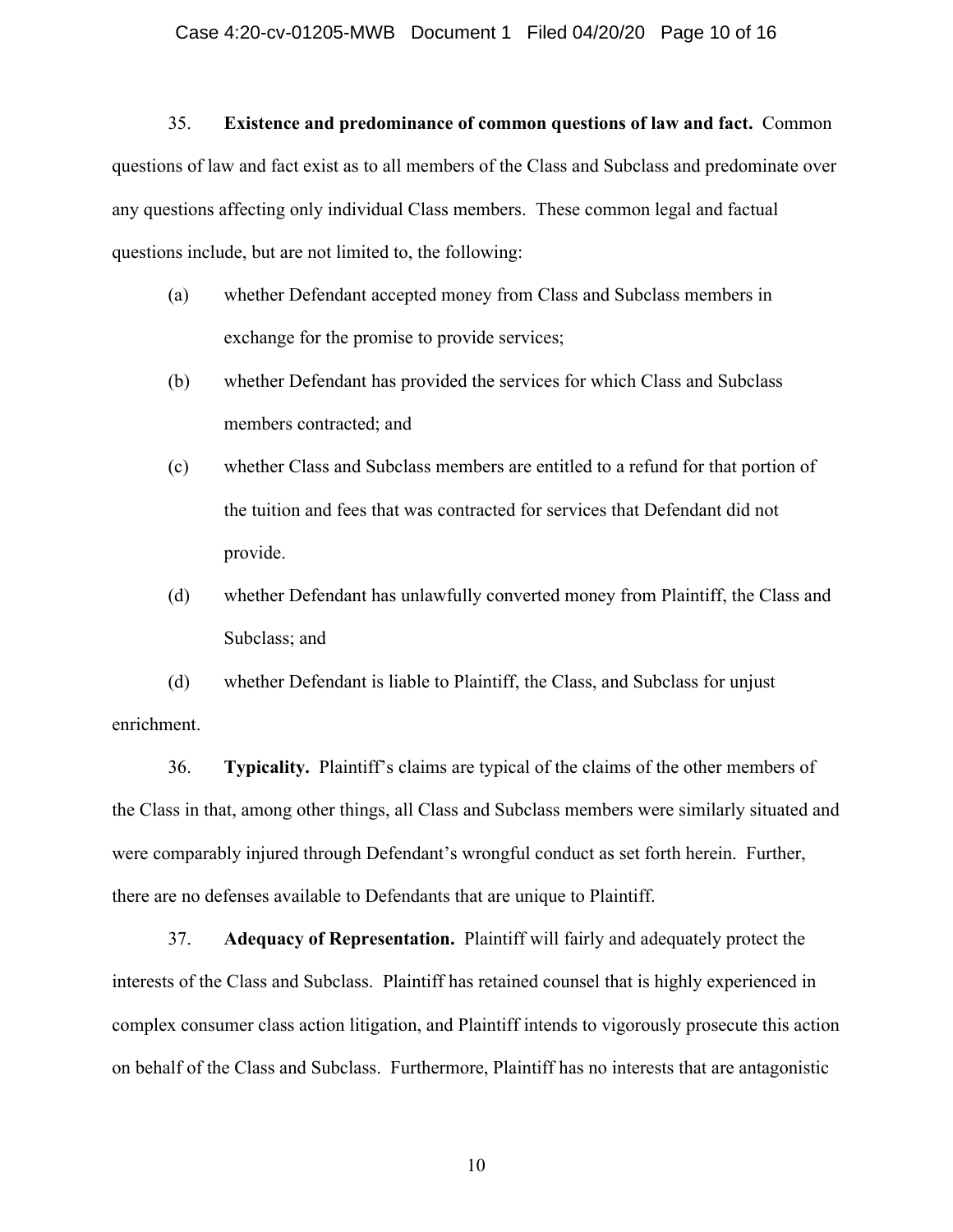35. **Existence and predominance of common questions of law and fact.** Common questions of law and fact exist as to all members of the Class and Subclass and predominate over any questions affecting only individual Class members. These common legal and factual questions include, but are not limited to, the following:

(a) whether Defendant accepted money from Class and Subclass members in exchange for the promise to provide services;

(b) whether Defendant has provided the services for which Class and Subclass members contracted; and

(c) whether Class and Subclass members are entitled to a refund for that portion of the tuition and fees that was contracted for services that Defendant did not provide.

(d) whether Defendant has unlawfully converted money from Plaintiff, the Class and Subclass; and

(d) whether Defendant is liable to Plaintiff, the Class, and Subclass for unjust enrichment.

36. **Typicality.** Plaintiff's claims are typical of the claims of the other members of the Class in that, among other things, all Class and Subclass members were similarly situated and were comparably injured through Defendant's wrongful conduct as set forth herein. Further, there are no defenses available to Defendants that are unique to Plaintiff.

37. **Adequacy of Representation.** Plaintiff will fairly and adequately protect the interests of the Class and Subclass. Plaintiff has retained counsel that is highly experienced in complex consumer class action litigation, and Plaintiff intends to vigorously prosecute this action on behalf of the Class and Subclass. Furthermore, Plaintiff has no interests that are antagonistic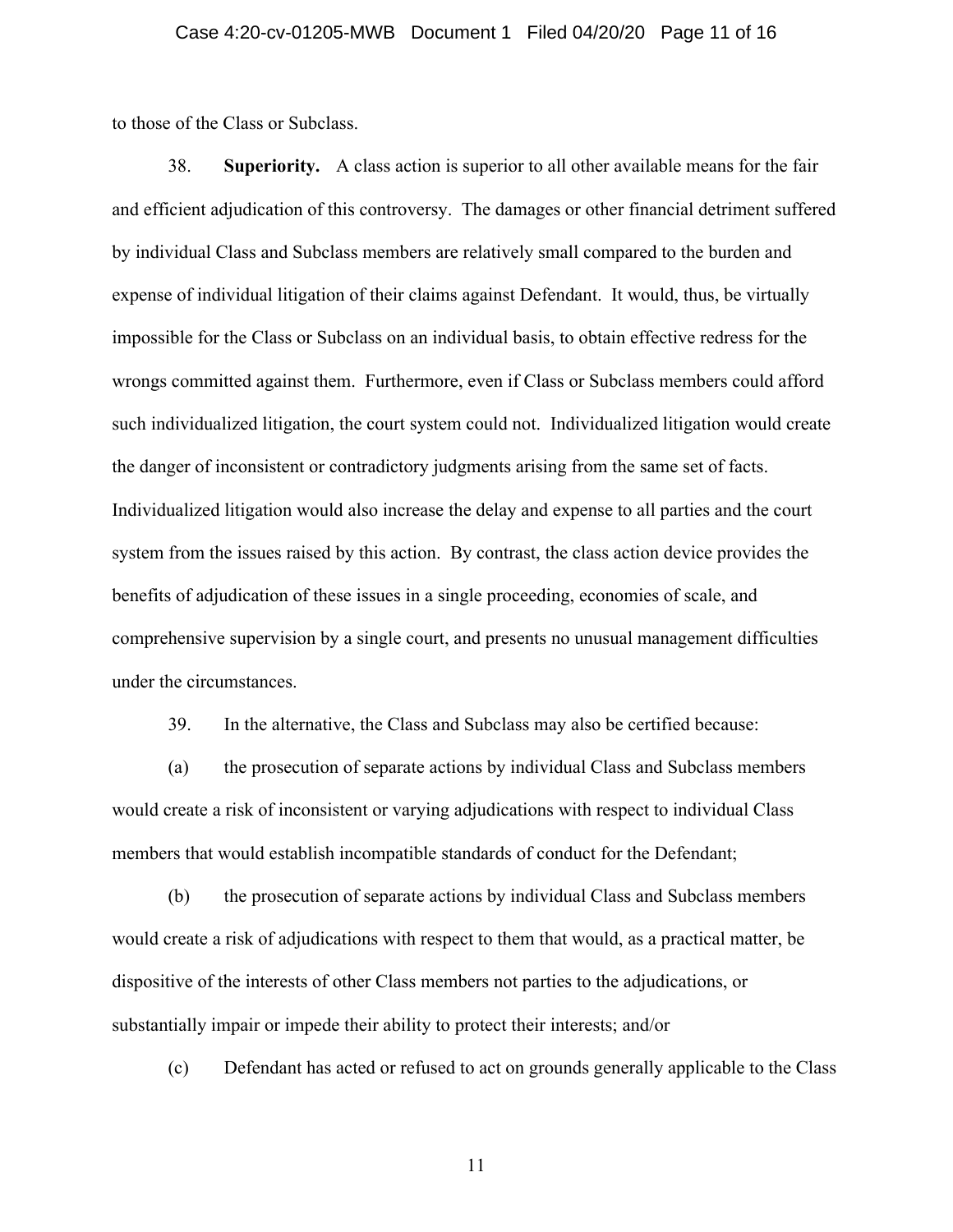to those of the Class or Subclass.

38. **Superiority.** A class action is superior to all other available means for the fair and efficient adjudication of this controversy. The damages or other financial detriment suffered by individual Class and Subclass members are relatively small compared to the burden and expense of individual litigation of their claims against Defendant. It would, thus, be virtually impossible for the Class or Subclass on an individual basis, to obtain effective redress for the wrongs committed against them. Furthermore, even if Class or Subclass members could afford such individualized litigation, the court system could not. Individualized litigation would create the danger of inconsistent or contradictory judgments arising from the same set of facts. Individualized litigation would also increase the delay and expense to all parties and the court system from the issues raised by this action. By contrast, the class action device provides the benefits of adjudication of these issues in a single proceeding, economies of scale, and comprehensive supervision by a single court, and presents no unusual management difficulties under the circumstances.

39. In the alternative, the Class and Subclass may also be certified because:

(a) the prosecution of separate actions by individual Class and Subclass members would create a risk of inconsistent or varying adjudications with respect to individual Class members that would establish incompatible standards of conduct for the Defendant;

(b) the prosecution of separate actions by individual Class and Subclass members would create a risk of adjudications with respect to them that would, as a practical matter, be dispositive of the interests of other Class members not parties to the adjudications, or substantially impair or impede their ability to protect their interests; and/or

(c) Defendant has acted or refused to act on grounds generally applicable to the Class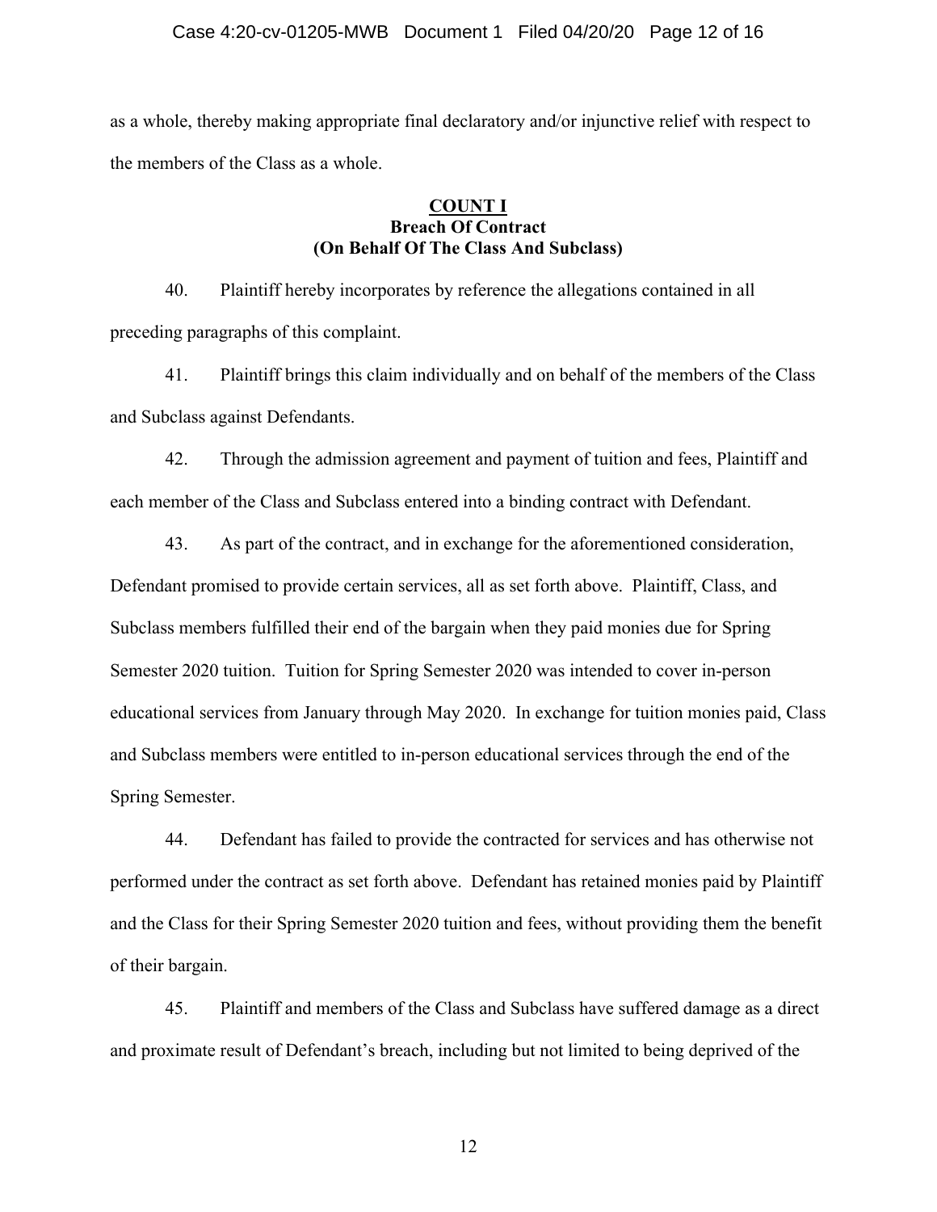as a whole, thereby making appropriate final declaratory and/or injunctive relief with respect to the members of the Class as a whole.

## COUNT I
**Breach Of Contract**
**(On Behalf Of The Class And Subclass)**

40. Plaintiff hereby incorporates by reference the allegations contained in all preceding paragraphs of this complaint.

41. Plaintiff brings this claim individually and on behalf of the members of the Class and Subclass against Defendants.

42. Through the admission agreement and payment of tuition and fees, Plaintiff and each member of the Class and Subclass entered into a binding contract with Defendant.

43. As part of the contract, and in exchange for the aforementioned consideration, Defendant promised to provide certain services, all as set forth above. Plaintiff, Class, and Subclass members fulfilled their end of the bargain when they paid monies due for Spring Semester 2020 tuition. Tuition for Spring Semester 2020 was intended to cover in-person educational services from January through May 2020. In exchange for tuition monies paid, Class and Subclass members were entitled to in-person educational services through the end of the Spring Semester.

44. Defendant has failed to provide the contracted for services and has otherwise not performed under the contract as set forth above. Defendant has retained monies paid by Plaintiff and the Class for their Spring Semester 2020 tuition and fees, without providing them the benefit of their bargain.

45. Plaintiff and members of the Class and Subclass have suffered damage as a direct and proximate result of Defendant's breach, including but not limited to being deprived of the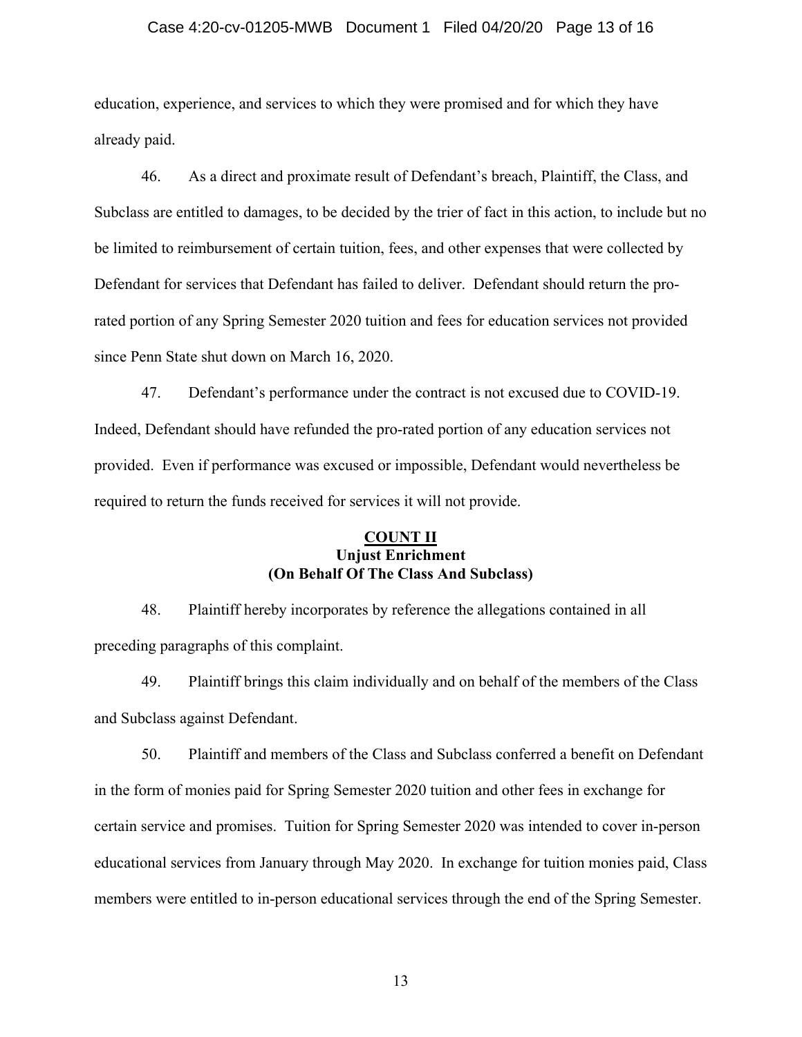education, experience, and services to which they were promised and for which they have already paid.

46. As a direct and proximate result of Defendant's breach, Plaintiff, the Class, and Subclass are entitled to damages, to be decided by the trier of fact in this action, to include but no be limited to reimbursement of certain tuition, fees, and other expenses that were collected by Defendant for services that Defendant has failed to deliver. Defendant should return the pro-rated portion of any Spring Semester 2020 tuition and fees for education services not provided since Penn State shut down on March 16, 2020.

47. Defendant's performance under the contract is not excused due to COVID-19. Indeed, Defendant should have refunded the pro-rated portion of any education services not provided. Even if performance was excused or impossible, Defendant would nevertheless be required to return the funds received for services it will not provide.

**COUNT II**
**Unjust Enrichment**
**(On Behalf Of The Class And Subclass)**

48. Plaintiff hereby incorporates by reference the allegations contained in all preceding paragraphs of this complaint.

49. Plaintiff brings this claim individually and on behalf of the members of the Class and Subclass against Defendant.

50. Plaintiff and members of the Class and Subclass conferred a benefit on Defendant in the form of monies paid for Spring Semester 2020 tuition and other fees in exchange for certain service and promises. Tuition for Spring Semester 2020 was intended to cover in-person educational services from January through May 2020. In exchange for tuition monies paid, Class members were entitled to in-person educational services through the end of the Spring Semester.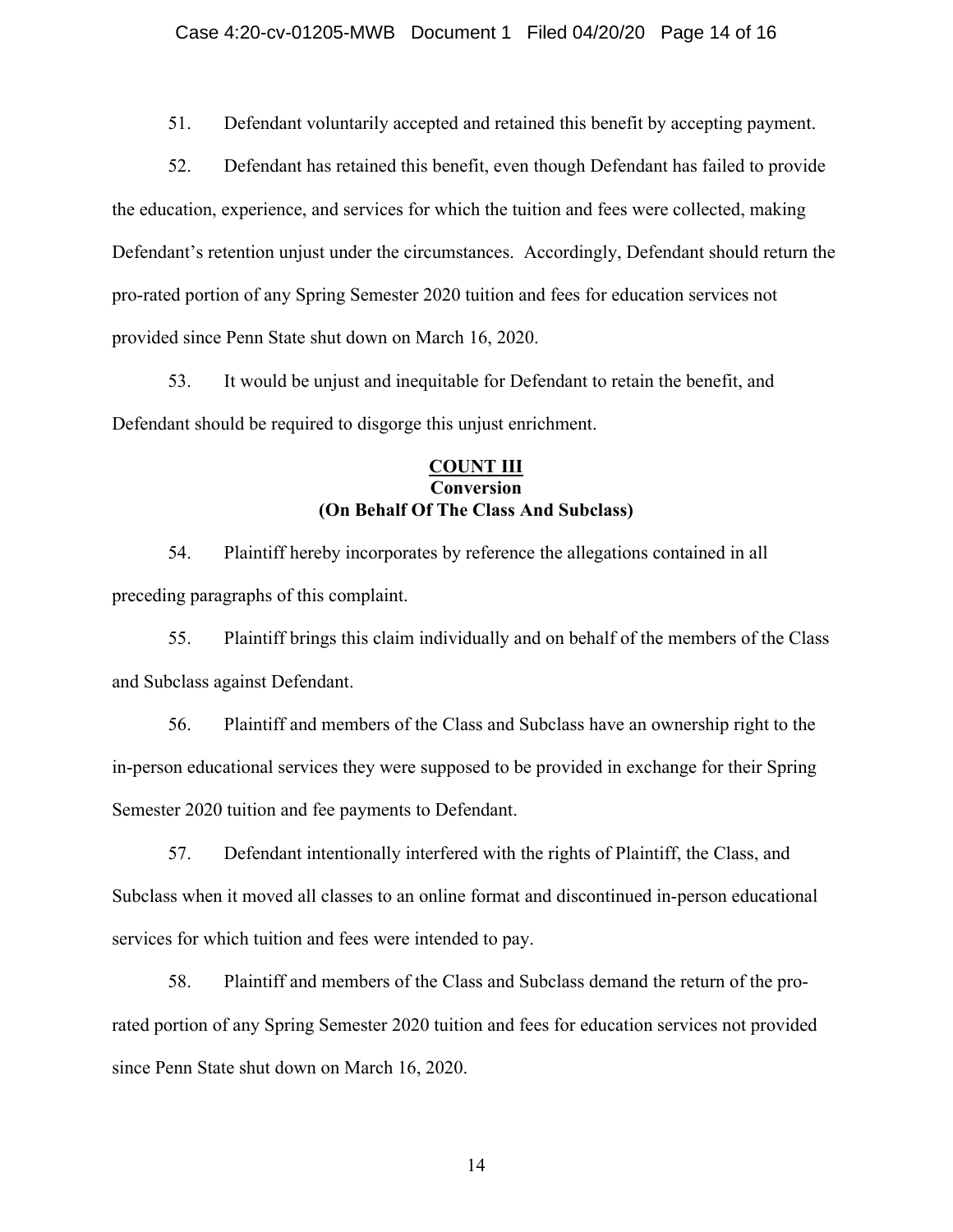51. Defendant voluntarily accepted and retained this benefit by accepting payment.

52. Defendant has retained this benefit, even though Defendant has failed to provide the education, experience, and services for which the tuition and fees were collected, making Defendant's retention unjust under the circumstances. Accordingly, Defendant should return the pro-rated portion of any Spring Semester 2020 tuition and fees for education services not provided since Penn State shut down on March 16, 2020.

53. It would be unjust and inequitable for Defendant to retain the benefit, and Defendant should be required to disgorge this unjust enrichment.

**COUNT III**
**Conversion**
**(On Behalf Of The Class And Subclass)**

54. Plaintiff hereby incorporates by reference the allegations contained in all preceding paragraphs of this complaint.

55. Plaintiff brings this claim individually and on behalf of the members of the Class and Subclass against Defendant.

56. Plaintiff and members of the Class and Subclass have an ownership right to the in-person educational services they were supposed to be provided in exchange for their Spring Semester 2020 tuition and fee payments to Defendant.

57. Defendant intentionally interfered with the rights of Plaintiff, the Class, and Subclass when it moved all classes to an online format and discontinued in-person educational services for which tuition and fees were intended to pay.

58. Plaintiff and members of the Class and Subclass demand the return of the pro-rated portion of any Spring Semester 2020 tuition and fees for education services not provided since Penn State shut down on March 16, 2020.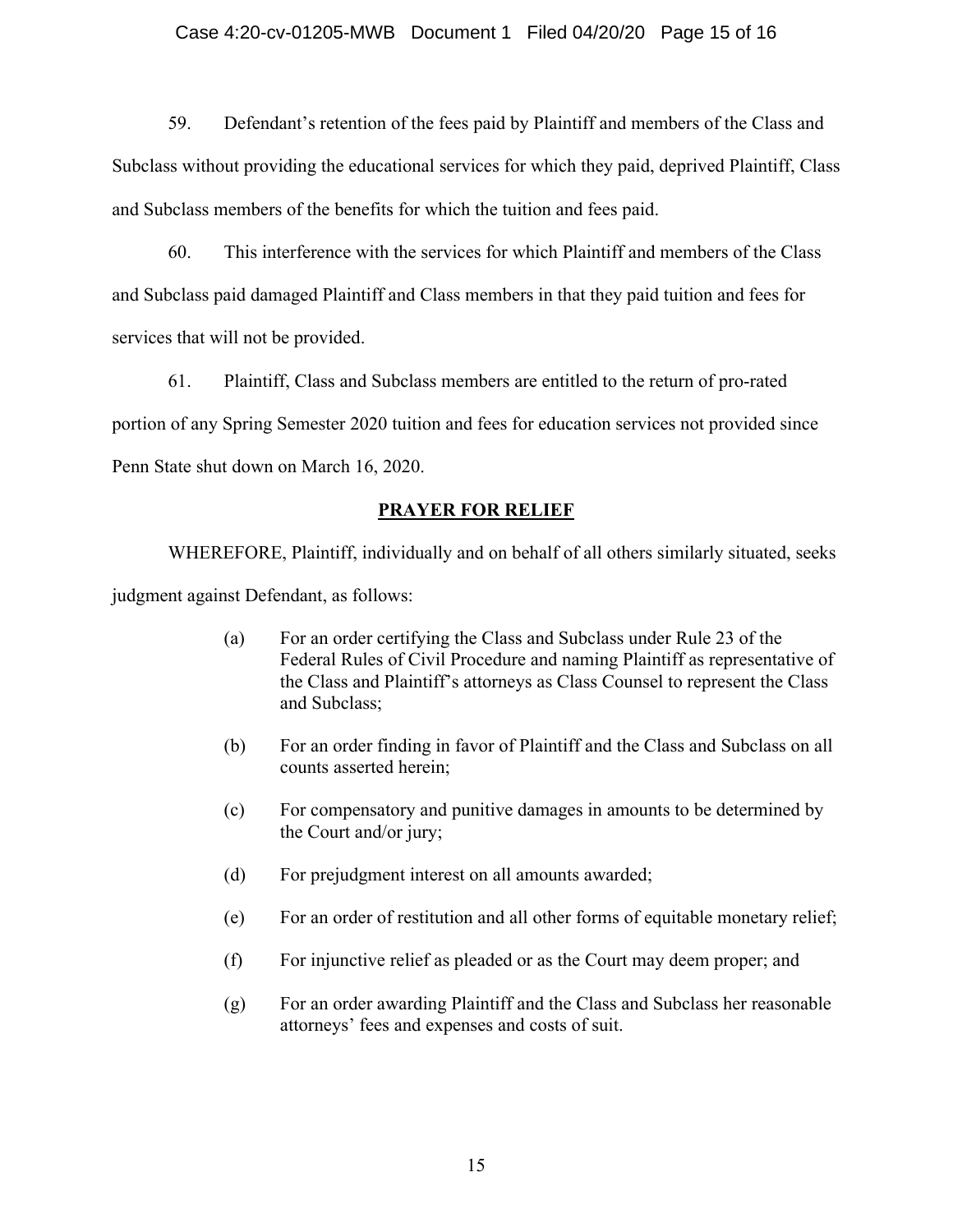59. Defendant's retention of the fees paid by Plaintiff and members of the Class and Subclass without providing the educational services for which they paid, deprived Plaintiff, Class and Subclass members of the benefits for which the tuition and fees paid.

60. This interference with the services for which Plaintiff and members of the Class and Subclass paid damaged Plaintiff and Class members in that they paid tuition and fees for services that will not be provided.

61. Plaintiff, Class and Subclass members are entitled to the return of pro-rated portion of any Spring Semester 2020 tuition and fees for education services not provided since Penn State shut down on March 16, 2020.

## **PRAYER FOR RELIEF**

WHEREFORE, Plaintiff, individually and on behalf of all others similarly situated, seeks judgment against Defendant, as follows:

(a) For an order certifying the Class and Subclass under Rule 23 of the Federal Rules of Civil Procedure and naming Plaintiff as representative of the Class and Plaintiff's attorneys as Class Counsel to represent the Class and Subclass;

(b) For an order finding in favor of Plaintiff and the Class and Subclass on all counts asserted herein;

(c) For compensatory and punitive damages in amounts to be determined by the Court and/or jury;

(d) For prejudgment interest on all amounts awarded;

(e) For an order of restitution and all other forms of equitable monetary relief;

(f) For injunctive relief as pleaded or as the Court may deem proper; and

(g) For an order awarding Plaintiff and the Class and Subclass her reasonable attorneys' fees and expenses and costs of suit.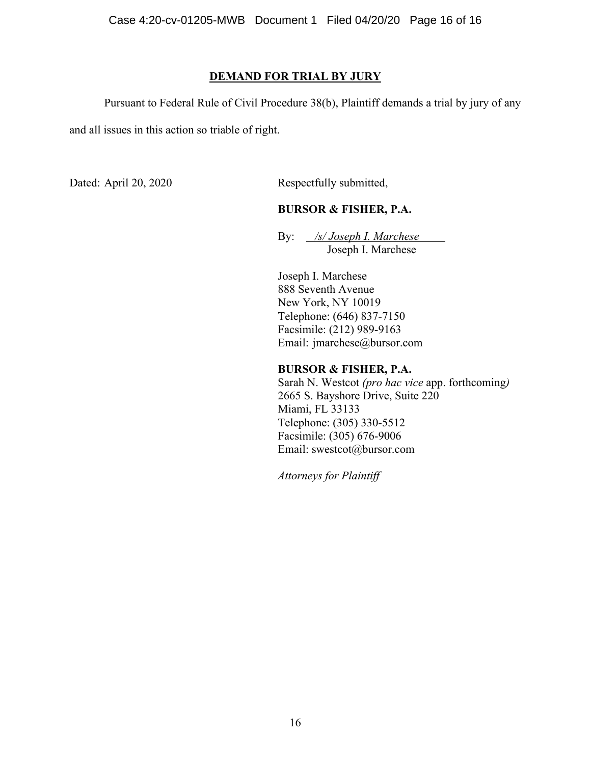## DEMAND FOR TRIAL BY JURY

Pursuant to Federal Rule of Civil Procedure 38(b), Plaintiff demands a trial by jury of any and all issues in this action so triable of right.

Dated: April 20, 2020

Respectfully submitted,

**BURSOR & FISHER, P.A.**

By: *_/s/ Joseph I. Marchese_*
Joseph I. Marchese

Joseph I. Marchese
888 Seventh Avenue
New York, NY 10019
Telephone: (646) 837-7150
Facsimile: (212) 989-9163
Email: jmarchese@bursor.com

**BURSOR & FISHER, P.A.**
Sarah N. Westcot *(pro hac vice* app. forthcoming*)*
2665 S. Bayshore Drive, Suite 220
Miami, FL 33133
Telephone: (305) 330-5512
Facsimile: (305) 676-9006
Email: swestcot@bursor.com

*Attorneys for Plaintiff*